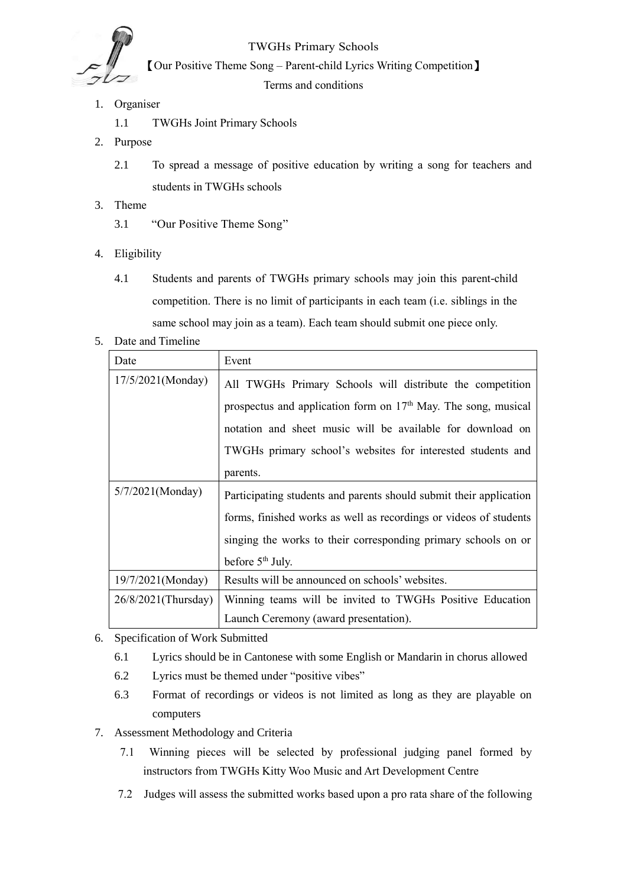TWGHs Primary Schools

【Our Positive Theme Song – Parent-child Lyrics Writing Competition】

Terms and conditions

1. Organiser
   - 1.1 TWGHs Joint Primary Schools
2. Purpose
   - 2.1 To spread a message of positive education by writing a song for teachers and students in TWGHs schools
3. Theme
   - 3.1 "Our Positive Theme Song"
4. Eligibility
   - 4.1 Students and parents of TWGHs primary schools may join this parent-child competition. There is no limit of participants in each team (i.e. siblings in the same school may join as a team). Each team should submit one piece only.
5. Date and Timeline

| Date | Event |
|---|---|
| 17/5/2021(Monday) | All TWGHs Primary Schools will distribute the competition prospectus and application form on 17th May. The song, musical notation and sheet music will be available for download on TWGHs primary school's websites for interested students and parents. |
| 5/7/2021(Monday) | Participating students and parents should submit their application forms, finished works as well as recordings or videos of students singing the works to their corresponding primary schools on or before 5th July. |
| 19/7/2021(Monday) | Results will be announced on schools' websites. |
| 26/8/2021(Thursday) | Winning teams will be invited to TWGHs Positive Education Launch Ceremony (award presentation). |

6. Specification of Work Submitted
   - 6.1 Lyrics should be in Cantonese with some English or Mandarin in chorus allowed
   - 6.2 Lyrics must be themed under "positive vibes"
   - 6.3 Format of recordings or videos is not limited as long as they are playable on computers
7. Assessment Methodology and Criteria
   - 7.1 Winning pieces will be selected by professional judging panel formed by instructors from TWGHs Kitty Woo Music and Art Development Centre
   - 7.2 Judges will assess the submitted works based upon a pro rata share of the following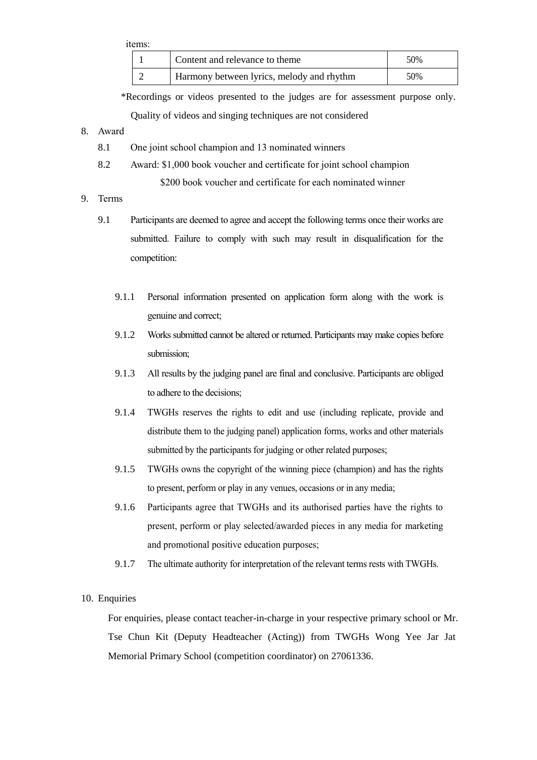items:

| | | |
|---|---|---|
| 1 | Content and relevance to theme | 50% |
| 2 | Harmony between lyrics, melody and rhythm | 50% |

*Recordings or videos presented to the judges are for assessment purpose only. Quality of videos and singing techniques are not considered

8. Award

   8.1 One joint school champion and 13 nominated winners

   8.2 Award: $1,000 book voucher and certificate for joint school champion
   $200 book voucher and certificate for each nominated winner

9. Terms

   9.1 Participants are deemed to agree and accept the following terms once their works are submitted. Failure to comply with such may result in disqualification for the competition:

   9.1.1 Personal information presented on application form along with the work is genuine and correct;

   9.1.2 Works submitted cannot be altered or returned. Participants may make copies before submission;

   9.1.3 All results by the judging panel are final and conclusive. Participants are obliged to adhere to the decisions;

   9.1.4 TWGHs reserves the rights to edit and use (including replicate, provide and distribute them to the judging panel) application forms, works and other materials submitted by the participants for judging or other related purposes;

   9.1.5 TWGHs owns the copyright of the winning piece (champion) and has the rights to present, perform or play in any venues, occasions or in any media;

   9.1.6 Participants agree that TWGHs and its authorised parties have the rights to present, perform or play selected/awarded pieces in any media for marketing and promotional positive education purposes;

   9.1.7 The ultimate authority for interpretation of the relevant terms rests with TWGHs.

10. Enquiries

    For enquiries, please contact teacher-in-charge in your respective primary school or Mr. Tse Chun Kit (Deputy Headteacher (Acting)) from TWGHs Wong Yee Jar Jat Memorial Primary School (competition coordinator) on 27061336.